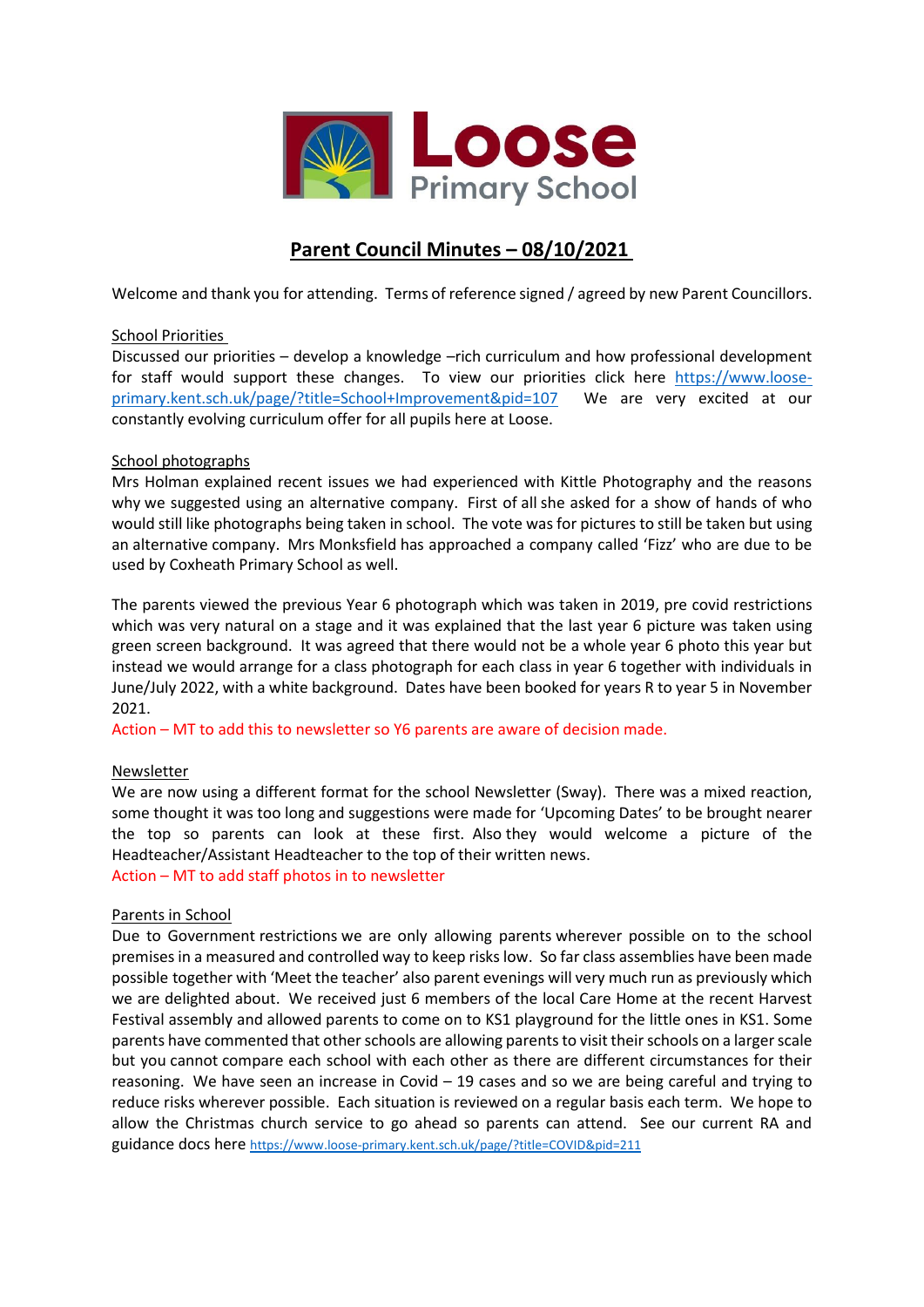# Loose Primary School

## Parent Council Minutes – 08/10/2021

Welcome and thank you for attending. Terms of reference signed / agreed by new Parent Councillors.

### School Priorities

Discussed our priorities – develop a knowledge –rich curriculum and how professional development for staff would support these changes. To view our priorities click here https://www.loose-primary.kent.sch.uk/page/?title=School+Improvement&pid=107 We are very excited at our constantly evolving curriculum offer for all pupils here at Loose.

### School photographs

Mrs Holman explained recent issues we had experienced with Kittle Photography and the reasons why we suggested using an alternative company. First of all she asked for a show of hands of who would still like photographs being taken in school. The vote was for pictures to still be taken but using an alternative company. Mrs Monksfield has approached a company called 'Fizz' who are due to be used by Coxheath Primary School as well.

The parents viewed the previous Year 6 photograph which was taken in 2019, pre covid restrictions which was very natural on a stage and it was explained that the last year 6 picture was taken using green screen background. It was agreed that there would not be a whole year 6 photo this year but instead we would arrange for a class photograph for each class in year 6 together with individuals in June/July 2022, with a white background. Dates have been booked for years R to year 5 in November 2021.

Action – MT to add this to newsletter so Y6 parents are aware of decision made.

### Newsletter

We are now using a different format for the school Newsletter (Sway). There was a mixed reaction, some thought it was too long and suggestions were made for 'Upcoming Dates' to be brought nearer the top so parents can look at these first. Also they would welcome a picture of the Headteacher/Assistant Headteacher to the top of their written news.

Action – MT to add staff photos in to newsletter

### Parents in School

Due to Government restrictions we are only allowing parents wherever possible on to the school premises in a measured and controlled way to keep risks low. So far class assemblies have been made possible together with 'Meet the teacher' also parent evenings will very much run as previously which we are delighted about. We received just 6 members of the local Care Home at the recent Harvest Festival assembly and allowed parents to come on to KS1 playground for the little ones in KS1. Some parents have commented that other schools are allowing parents to visit their schools on a larger scale but you cannot compare each school with each other as there are different circumstances for their reasoning. We have seen an increase in Covid – 19 cases and so we are being careful and trying to reduce risks wherever possible. Each situation is reviewed on a regular basis each term. We hope to allow the Christmas church service to go ahead so parents can attend. See our current RA and guidance docs here https://www.loose-primary.kent.sch.uk/page/?title=COVID&pid=211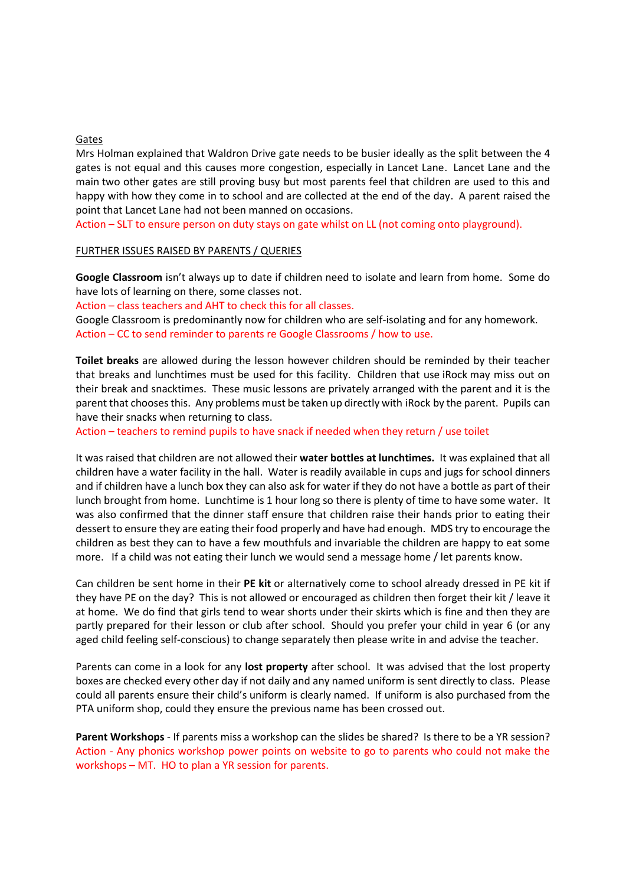Gates

Mrs Holman explained that Waldron Drive gate needs to be busier ideally as the split between the 4 gates is not equal and this causes more congestion, especially in Lancet Lane. Lancet Lane and the main two other gates are still proving busy but most parents feel that children are used to this and happy with how they come in to school and are collected at the end of the day. A parent raised the point that Lancet Lane had not been manned on occasions.

Action – SLT to ensure person on duty stays on gate whilst on LL (not coming onto playground).

FURTHER ISSUES RAISED BY PARENTS / QUERIES

**Google Classroom** isn't always up to date if children need to isolate and learn from home. Some do have lots of learning on there, some classes not.

Action – class teachers and AHT to check this for all classes.

Google Classroom is predominantly now for children who are self-isolating and for any homework.

Action – CC to send reminder to parents re Google Classrooms / how to use.

**Toilet breaks** are allowed during the lesson however children should be reminded by their teacher that breaks and lunchtimes must be used for this facility. Children that use iRock may miss out on their break and snacktimes. These music lessons are privately arranged with the parent and it is the parent that chooses this. Any problems must be taken up directly with iRock by the parent. Pupils can have their snacks when returning to class.

Action – teachers to remind pupils to have snack if needed when they return / use toilet

It was raised that children are not allowed their **water bottles at lunchtimes.** It was explained that all children have a water facility in the hall. Water is readily available in cups and jugs for school dinners and if children have a lunch box they can also ask for water if they do not have a bottle as part of their lunch brought from home. Lunchtime is 1 hour long so there is plenty of time to have some water. It was also confirmed that the dinner staff ensure that children raise their hands prior to eating their dessert to ensure they are eating their food properly and have had enough. MDS try to encourage the children as best they can to have a few mouthfuls and invariable the children are happy to eat some more. If a child was not eating their lunch we would send a message home / let parents know.

Can children be sent home in their **PE kit** or alternatively come to school already dressed in PE kit if they have PE on the day? This is not allowed or encouraged as children then forget their kit / leave it at home. We do find that girls tend to wear shorts under their skirts which is fine and then they are partly prepared for their lesson or club after school. Should you prefer your child in year 6 (or any aged child feeling self-conscious) to change separately then please write in and advise the teacher.

Parents can come in a look for any **lost property** after school. It was advised that the lost property boxes are checked every other day if not daily and any named uniform is sent directly to class. Please could all parents ensure their child's uniform is clearly named. If uniform is also purchased from the PTA uniform shop, could they ensure the previous name has been crossed out.

**Parent Workshops** - If parents miss a workshop can the slides be shared? Is there to be a YR session?

Action - Any phonics workshop power points on website to go to parents who could not make the workshops – MT. HO to plan a YR session for parents.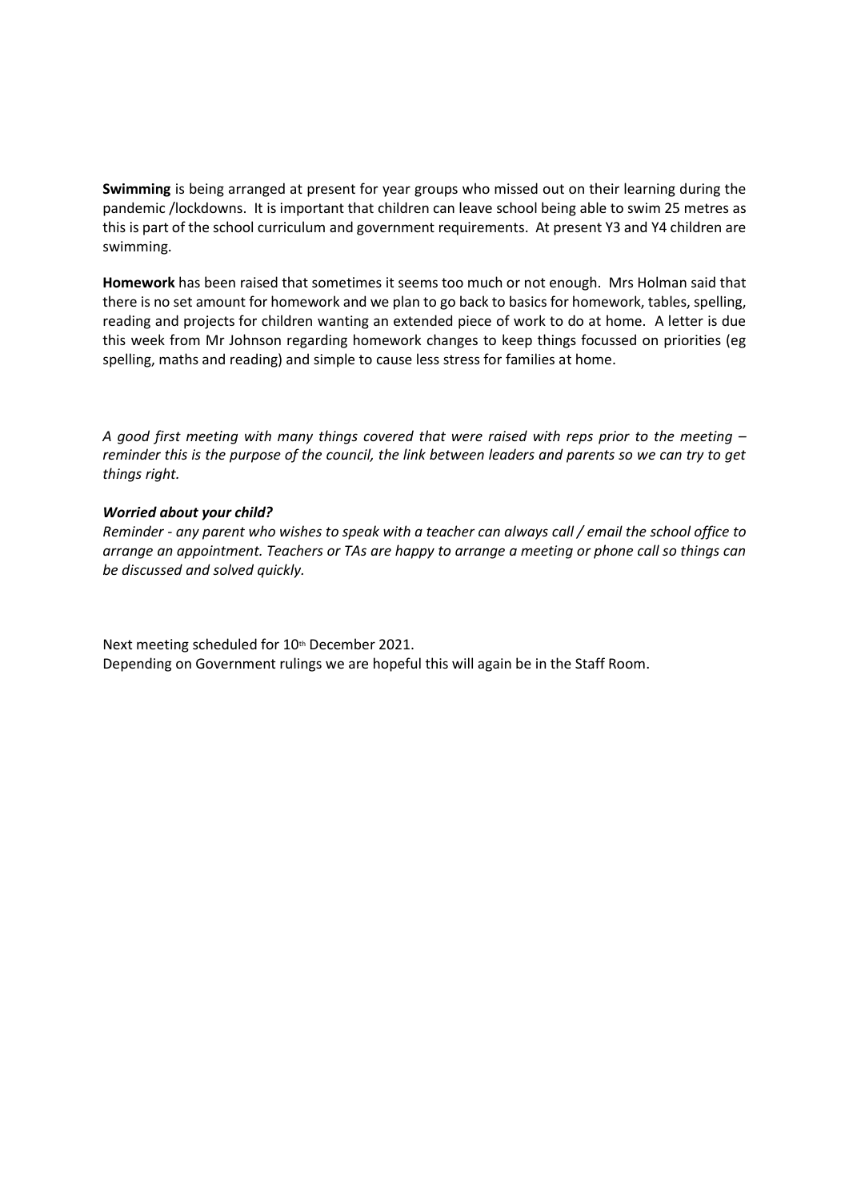**Swimming** is being arranged at present for year groups who missed out on their learning during the pandemic /lockdowns. It is important that children can leave school being able to swim 25 metres as this is part of the school curriculum and government requirements. At present Y3 and Y4 children are swimming.

**Homework** has been raised that sometimes it seems too much or not enough. Mrs Holman said that there is no set amount for homework and we plan to go back to basics for homework, tables, spelling, reading and projects for children wanting an extended piece of work to do at home. A letter is due this week from Mr Johnson regarding homework changes to keep things focussed on priorities (eg spelling, maths and reading) and simple to cause less stress for families at home.

*A good first meeting with many things covered that were raised with reps prior to the meeting – reminder this is the purpose of the council, the link between leaders and parents so we can try to get things right.*

***Worried about your child?***

*Reminder - any parent who wishes to speak with a teacher can always call / email the school office to arrange an appointment. Teachers or TAs are happy to arrange a meeting or phone call so things can be discussed and solved quickly.*

Next meeting scheduled for 10th December 2021.
Depending on Government rulings we are hopeful this will again be in the Staff Room.